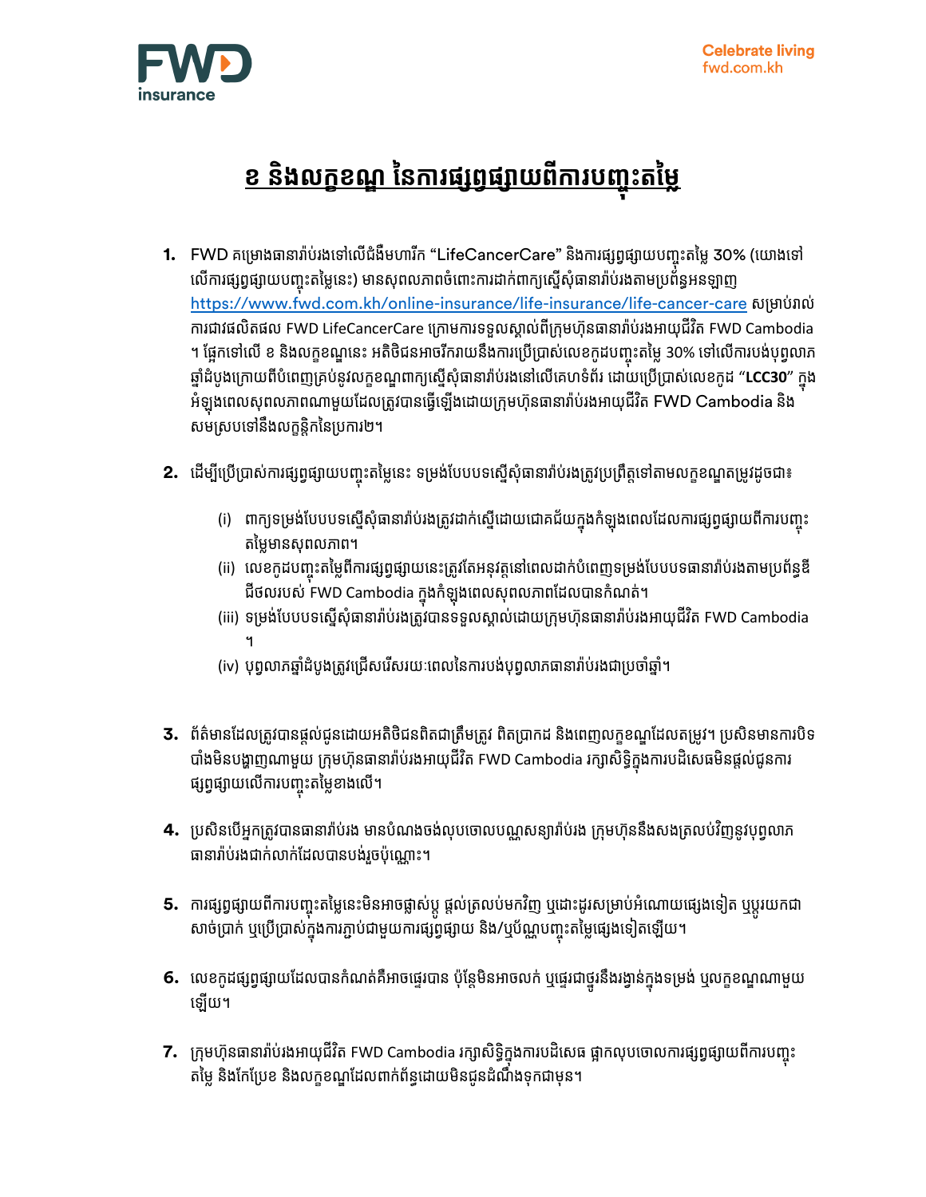# ខ និងលក្ខខណ្ឌ នៃការផ្សព្វផ្សាយពីការបញ្ចុះតម្លៃ

1. FWD គម្រោងធានារ៉ាប់រងទៅលើជំងឺមហារីក "LifeCancerCare" និងការផ្សព្វផ្សាយបញ្ចុះតម្លៃ 30% (យោងទៅលើការផ្សព្វផ្សាយបញ្ចុះតម្លៃនេះ) មានសុពលភាពចំពោះការដាក់ពាក្យស្នើសុំធានារ៉ាប់រងតាមប្រព័ន្ធអនឡាញ https://www.fwd.com.kh/online-insurance/life-insurance/life-cancer-care សម្រាប់រាល់ការជាវផលិតផល FWD LifeCancerCare ក្រោមការទទួលស្គាល់ពីក្រុមហ៊ុនធានារ៉ាប់រងអាយុជីវិត FWD Cambodia ។ ផ្អែកទៅលើ ខ និងលក្ខខណ្ឌនេះ អតិថិជនអាចរីករាយនឹងការប្រើប្រាស់លេខកូដបញ្ចុះតម្លៃ 30% ទៅលើការបង់បុព្វលាភឆ្នាំដំបូងក្រោយពីបំពេញគ្រប់នូវលក្ខខណ្ឌពាក្យស្នើសុំធានារ៉ាប់រងនៅលើគេហទំព័រ ដោយប្រើប្រាស់លេខកូដ "**LCC30**" ក្នុងអំឡុងពេលសុពលភាពណាមួយដែលត្រូវបានធ្វើឡើងដោយក្រុមហ៊ុនធានារ៉ាប់រងអាយុជីវិត FWD Cambodia និងសមស្របទៅនឹងលក្ខន្តិកនៃប្រការ២។

2. ដើម្បីប្រើប្រាស់ការផ្សព្វផ្សាយបញ្ចុះតម្លៃនេះ ទម្រង់បែបបទស្នើសុំធានារ៉ាប់រងត្រូវប្រព្រឹត្តទៅតាមលក្ខខណ្ឌតម្រូវដូចជា៖

   (i) ពាក្យទម្រង់បែបបទស្នើសុំធានារ៉ាប់រងត្រូវដាក់ស្នើដោយជោគជ័យក្នុងកំឡុងពេលដែលការផ្សព្វផ្សាយពីការបញ្ចុះតម្លៃមានសុពលភាព។
   
   (ii) លេខកូដបញ្ចុះតម្លៃពីការផ្សព្វផ្សាយនេះត្រូវតែអនុវត្តនៅពេលដាក់បំពេញទម្រង់បែបបទធានារ៉ាប់រងតាមប្រព័ន្ធឌីជីថលរបស់ FWD Cambodia ក្នុងកំឡុងពេលសុពលភាពដែលបានកំណត់។
   
   (iii) ទម្រង់បែបបទស្នើសុំធានារ៉ាប់រងត្រូវបានទទួលស្គាល់ដោយក្រុមហ៊ុនធានារ៉ាប់រងអាយុជីវិត FWD Cambodia ។
   
   (iv) បុព្វលាភឆ្នាំដំបូងត្រូវជ្រើសរើសរយៈពេលនៃការបង់បុព្វលាភធានារ៉ាប់រងជាប្រចាំឆ្នាំ។

3. ព័ត៌មានដែលត្រូវបានផ្ដល់ជូនដោយអតិថិជនពិតជាត្រឹមត្រូវ ពិតប្រាកដ និងពេញលក្ខខណ្ឌដែលតម្រូវ។ ប្រសិនមានការបិទបាំងមិនបង្ហាញណាមួយ ក្រុមហ៊ុនធានារ៉ាប់រងអាយុជីវិត FWD Cambodia រក្សាសិទ្ធិក្នុងការបដិសេធមិនផ្ដល់ជូនការផ្សព្វផ្សាយលើការបញ្ចុះតម្លៃខាងលើ។

4. ប្រសិនបើអ្នកត្រូវបានធានារ៉ាប់រង មានបំណងចង់លុបចោលបណ្ណសន្យារ៉ាប់រង ក្រុមហ៊ុននឹងសងត្រលប់វិញនូវបុព្វលាភធានារ៉ាប់រងជាក់លាក់ដែលបានបង់រួចប៉ុណ្ណោះ។

5. ការផ្សព្វផ្សាយពីការបញ្ចុះតម្លៃនេះមិនអាចផ្លាស់ប្ដូរ ផ្ដល់ត្រលប់មកវិញ ឬដោះដូរសម្រាប់អំណោយផ្សេងទៀត ឬប្ដូរយកជាសាច់ប្រាក់ ឬប្រើប្រាស់ក្នុងការភ្ជាប់ជាមួយការផ្សព្វផ្សាយ និង/ឬប័ណ្ណបញ្ចុះតម្លៃផ្សេងទៀតឡើយ។

6. លេខកូដផ្សព្វផ្សាយដែលបានកំណត់គឺអាចផ្ទេរបាន ប៉ុន្តែមិនអាចលក់ ឬផ្ទេរជាថ្នូរនឹងរង្វាន់ក្នុងទម្រង់ ឬលក្ខខណ្ឌណាមួយឡើយ។

7. ក្រុមហ៊ុនធានារ៉ាប់រងអាយុជីវិត FWD Cambodia រក្សាសិទ្ធិក្នុងការបដិសេធ ផ្អាកលុបចោលការផ្សព្វផ្សាយពីការបញ្ចុះតម្លៃ និងកែប្រែខ និងលក្ខខណ្ឌដែលពាក់ព័ន្ធដោយមិនជូនដំណឹងទុកជាមុន។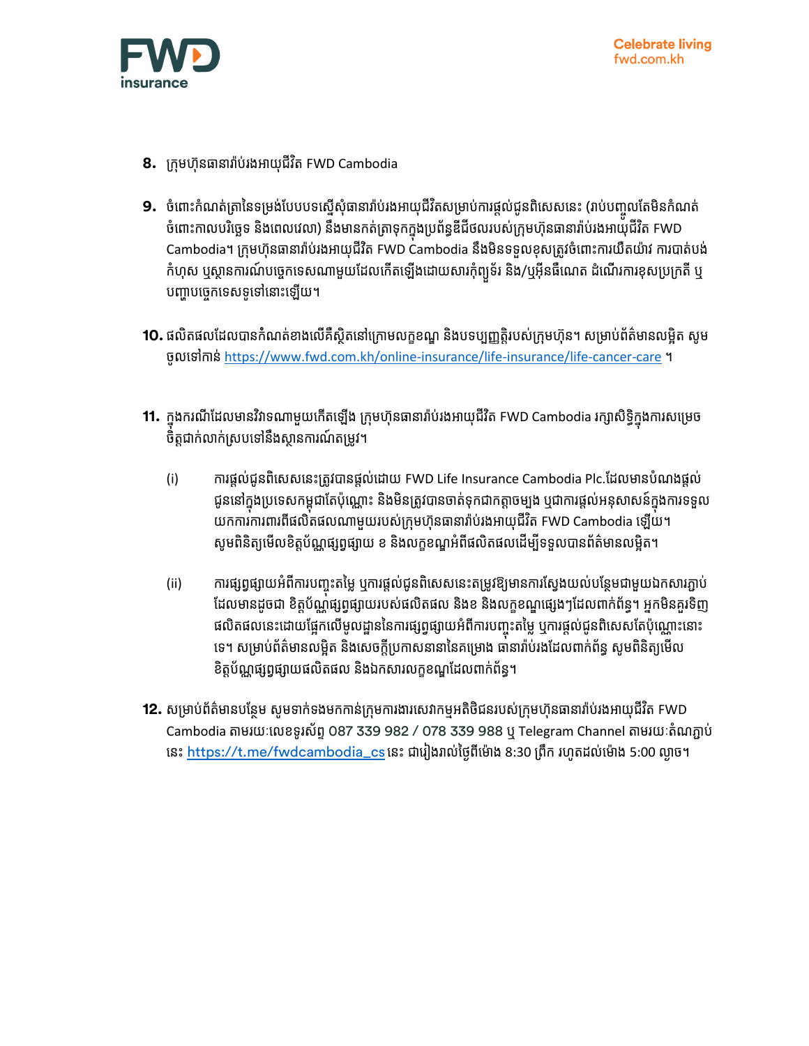8. ក្រុមហ៊ុនធានារ៉ាប់រងអាយុជីវិត FWD Cambodia

9. ចំពោះកំណត់ត្រានៃទម្រង់បែបបទស្នើសុំធានារ៉ាប់រងអាយុជីវិតសម្រាប់ការផ្តល់ជូនពិសេសនេះ (រាប់បញ្ចូលតែមិនកំណត់ចំពោះកាលបរិច្ឆេទ និងពេលវេលា) នឹងមានកត់ត្រាទុកក្នុងប្រព័ន្ធឌីជីថលរបស់ក្រុមហ៊ុនធានារ៉ាប់រងអាយុជីវិត FWD Cambodia។ ក្រុមហ៊ុនធានារ៉ាប់រងអាយុជីវិត FWD Cambodia នឹងមិនទទួលខុសត្រូវចំពោះការយឺតយ៉ាវ ការបាត់បង់ កំហុស ឬស្ថានការណ៍បច្ចេកទេសណាមួយដែលកើតឡើងដោយសារកុំព្យូទ័រ និង/ឬអ៊ីនធឺណេត ដំណើរការខុសប្រក្រតី ឬបញ្ហាបច្ចេកទេសទូទៅនោះឡើយ។

10. ផលិតផលដែលបានកំណត់ខាងលើគឺស្ថិតនៅក្រោមលក្ខខណ្ឌ និងបទប្បញ្ញត្តិរបស់ក្រុមហ៊ុន។ សម្រាប់ព័ត៌មានលម្អិត សូមចូលទៅកាន់ https://www.fwd.com.kh/online-insurance/life-insurance/life-cancer-care ។

11. ក្នុងករណីដែលមានវិវាទណាមួយកើតឡើង ក្រុមហ៊ុនធានារ៉ាប់រងអាយុជីវិត FWD Cambodia រក្សាសិទ្ធិក្នុងការសម្រេចចិត្តជាកំណត់ស្របទៅនឹងស្ថានការណ៍តម្រូវ។

    (i) ការផ្តល់ជូនពិសេសនេះត្រូវបានផ្តល់ដោយ FWD Life Insurance Cambodia Plc.ដែលមានបំណងផ្តល់ជូននៅក្នុងប្រទេសកម្ពុជាតែប៉ុណ្ណោះ និងមិនត្រូវបានចាត់ទុកជាកត្តាចម្បង ឬជាការផ្តល់អនុសាសន៍ក្នុងការទទួលយកការការពារពីផលិតផលណាមួយរបស់ក្រុមហ៊ុនធានារ៉ាប់រងអាយុជីវិត FWD Cambodia ឡើយ។ សូមពិនិត្យមើលខិត្តប័ណ្ណផ្សព្វផ្សាយ ខ និងលក្ខខណ្ឌអំពីផលិតផលដើម្បីទទួលបានព័ត៌មានលម្អិត។

    (ii) ការផ្សព្វផ្សាយអំពីការបញ្ចុះតម្លៃ ឬការផ្តល់ជូនពិសេសនេះតម្រូវឱ្យមានការស្វែងយល់បន្ថែមជាមួយឯកសារភ្ជាប់ដែលមានដូចជា ខិត្តប័ណ្ណផ្សព្វផ្សាយរបស់ផលិតផល និងខ និងលក្ខខណ្ឌផ្សេងៗដែលពាក់ព័ន្ធ។ អ្នកមិនគួរទិញផលិតផលនេះដោយផ្អែកលើមូលដ្ឋាននៃការផ្សព្វផ្សាយអំពីការបញ្ចុះតម្លៃ ឬការផ្តល់ជូនពិសេសតែប៉ុណ្ណោះនោះទេ។ សម្រាប់ព័ត៌មានលម្អិត និងសេចក្តីប្រកាសនានានៃគម្រោង ធានារ៉ាប់រងដែលពាក់ព័ន្ធ សូមពិនិត្យមើលខិត្តប័ណ្ណផ្សព្វផ្សាយផលិតផល និងឯកសារលក្ខខណ្ឌដែលពាក់ព័ន្ធ។

12. សម្រាប់ព័ត៌មានបន្ថែម សូមទាក់ទងមកកាន់ក្រុមការងារសេវាកម្មអតិថិជនរបស់ក្រុមហ៊ុនធានារ៉ាប់រងអាយុជីវិត FWD Cambodia តាមរយៈលេខទូរស័ព្ទ 087 339 982 / 078 339 988 ឬ Telegram Channel តាមរយៈតំណភ្ជាប់នេះ https://t.me/fwdcambodia_cs នេះ ជារៀងរាល់ថ្ងៃពីម៉ោង 8:30 ព្រឹក រហូតដល់ម៉ោង 5:00 ល្ងាច។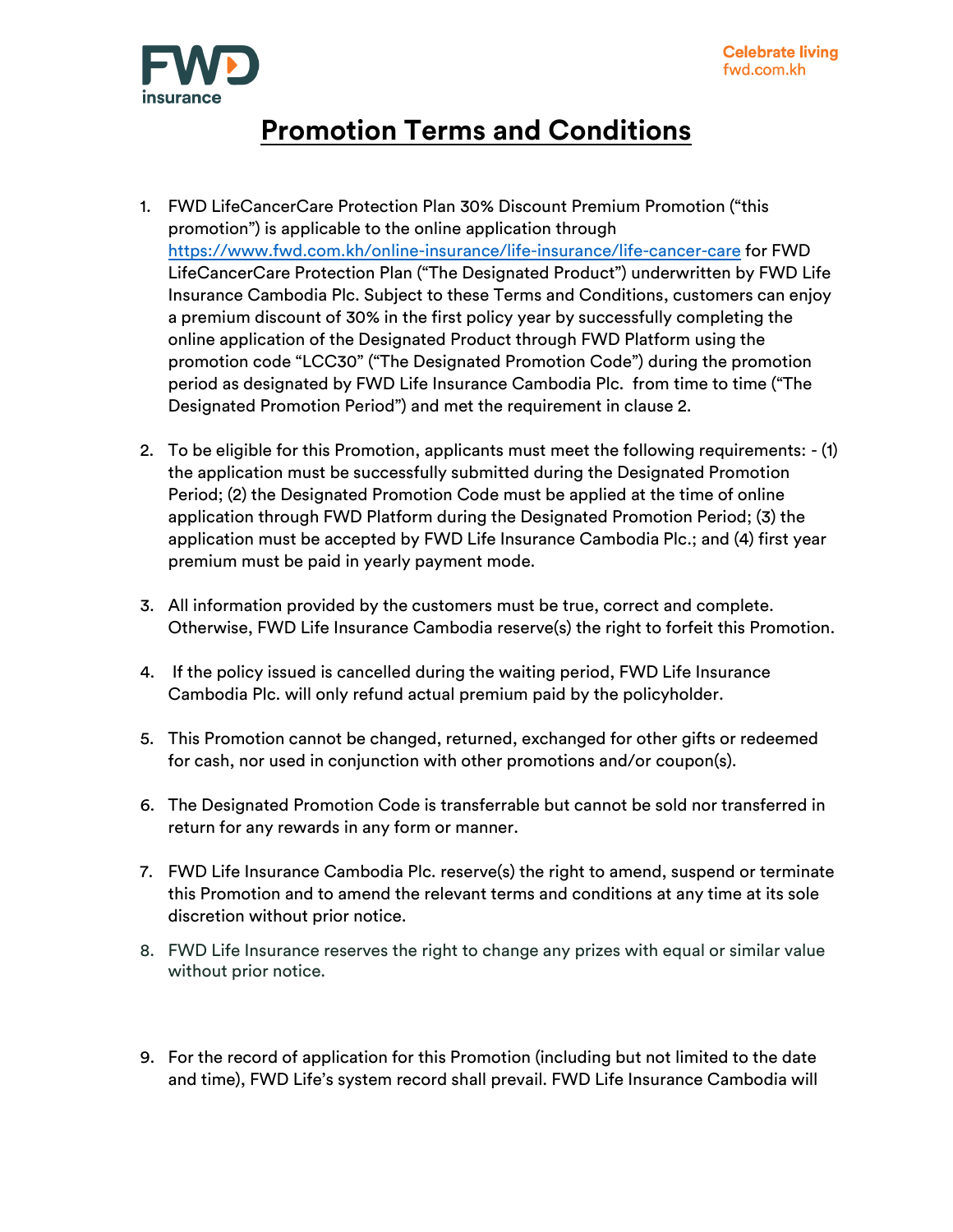# Promotion Terms and Conditions

1. FWD LifeCancerCare Protection Plan 30% Discount Premium Promotion ("this promotion") is applicable to the online application through https://www.fwd.com.kh/online-insurance/life-insurance/life-cancer-care for FWD LifeCancerCare Protection Plan ("The Designated Product") underwritten by FWD Life Insurance Cambodia Plc. Subject to these Terms and Conditions, customers can enjoy a premium discount of 30% in the first policy year by successfully completing the online application of the Designated Product through FWD Platform using the promotion code "LCC30" ("The Designated Promotion Code") during the promotion period as designated by FWD Life Insurance Cambodia Plc. from time to time ("The Designated Promotion Period") and met the requirement in clause 2.

2. To be eligible for this Promotion, applicants must meet the following requirements: - (1) the application must be successfully submitted during the Designated Promotion Period; (2) the Designated Promotion Code must be applied at the time of online application through FWD Platform during the Designated Promotion Period; (3) the application must be accepted by FWD Life Insurance Cambodia Plc.; and (4) first year premium must be paid in yearly payment mode.

3. All information provided by the customers must be true, correct and complete. Otherwise, FWD Life Insurance Cambodia reserve(s) the right to forfeit this Promotion.

4. If the policy issued is cancelled during the waiting period, FWD Life Insurance Cambodia Plc. will only refund actual premium paid by the policyholder.

5. This Promotion cannot be changed, returned, exchanged for other gifts or redeemed for cash, nor used in conjunction with other promotions and/or coupon(s).

6. The Designated Promotion Code is transferrable but cannot be sold nor transferred in return for any rewards in any form or manner.

7. FWD Life Insurance Cambodia Plc. reserve(s) the right to amend, suspend or terminate this Promotion and to amend the relevant terms and conditions at any time at its sole discretion without prior notice.

8. FWD Life Insurance reserves the right to change any prizes with equal or similar value without prior notice.

9. For the record of application for this Promotion (including but not limited to the date and time), FWD Life's system record shall prevail. FWD Life Insurance Cambodia will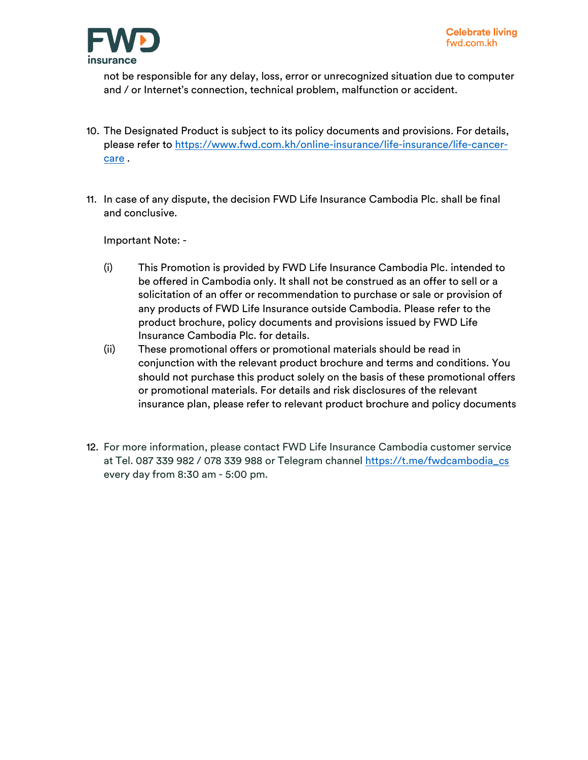not be responsible for any delay, loss, error or unrecognized situation due to computer and / or Internet's connection, technical problem, malfunction or accident.

10. The Designated Product is subject to its policy documents and provisions. For details, please refer to https://www.fwd.com.kh/online-insurance/life-insurance/life-cancer-care .

11. In case of any dispute, the decision FWD Life Insurance Cambodia Plc. shall be final and conclusive.

    Important Note: -

    (i) This Promotion is provided by FWD Life Insurance Cambodia Plc. intended to be offered in Cambodia only. It shall not be construed as an offer to sell or a solicitation of an offer or recommendation to purchase or sale or provision of any products of FWD Life Insurance outside Cambodia. Please refer to the product brochure, policy documents and provisions issued by FWD Life Insurance Cambodia Plc. for details.

    (ii) These promotional offers or promotional materials should be read in conjunction with the relevant product brochure and terms and conditions. You should not purchase this product solely on the basis of these promotional offers or promotional materials. For details and risk disclosures of the relevant insurance plan, please refer to relevant product brochure and policy documents

12. For more information, please contact FWD Life Insurance Cambodia customer service at Tel. 087 339 982 / 078 339 988 or Telegram channel https://t.me/fwdcambodia_cs every day from 8:30 am - 5:00 pm.